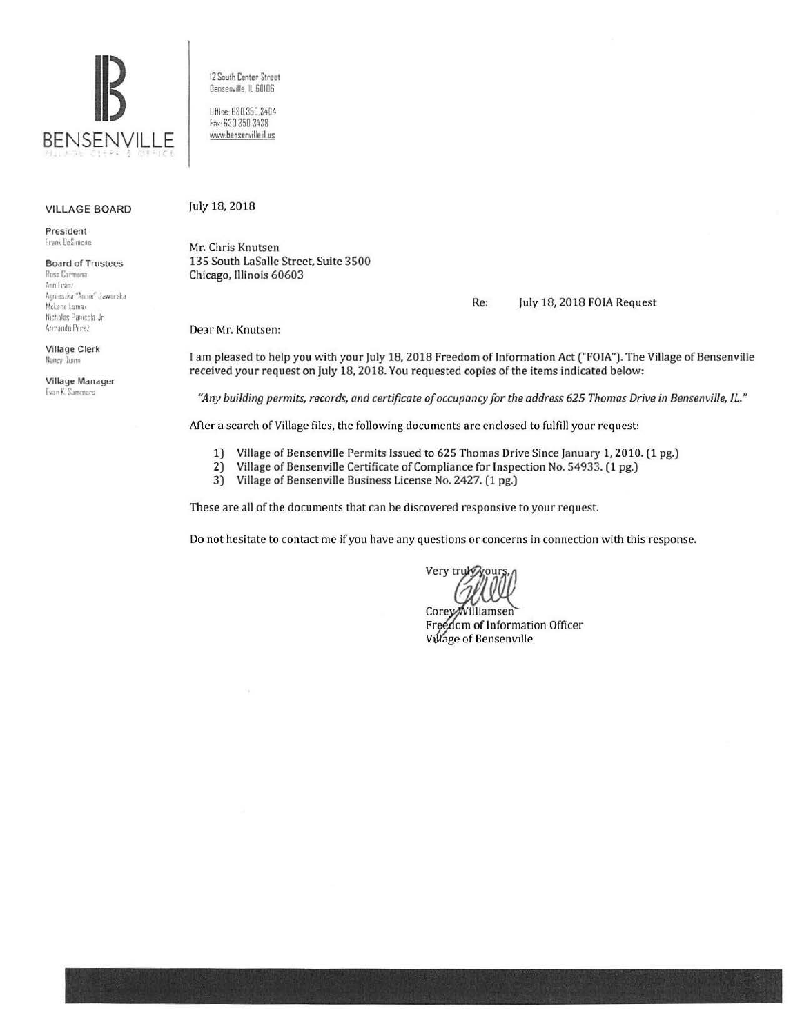BENSENVILLE

12 South Center Street
Bensenville, IL 60106

Office: 630.350.3404
Fax: 630.350.3438
www.bensenville.il.us

**VILLAGE BOARD**

**President**
Frank DeSimone

**Board of Trustees**
Rosa Carmona
Ann Franz
Agnieszka "Annie" Jaworska
McLane Lomax
Nicholas Panicola Jr.
Armando Perez

**Village Clerk**
Nancy Quinn

**Village Manager**
Evan K. Summers

July 18, 2018

Mr. Chris Knutsen
135 South LaSalle Street, Suite 3500
Chicago, Illinois 60603

Re: July 18, 2018 FOIA Request

Dear Mr. Knutsen:

I am pleased to help you with your July 18, 2018 Freedom of Information Act ("FOIA"). The Village of Bensenville received your request on July 18, 2018. You requested copies of the items indicated below:

*"Any building permits, records, and certificate of occupancy for the address 625 Thomas Drive in Bensenville, IL."*

After a search of Village files, the following documents are enclosed to fulfill your request:

1) Village of Bensenville Permits Issued to 625 Thomas Drive Since January 1, 2010. (1 pg.)
2) Village of Bensenville Certificate of Compliance for Inspection No. 54933. (1 pg.)
3) Village of Bensenville Business License No. 2427. (1 pg.)

These are all of the documents that can be discovered responsive to your request.

Do not hesitate to contact me if you have any questions or concerns in connection with this response.

Very truly yours,

Corey Williamsen
Freedom of Information Officer
Village of Bensenville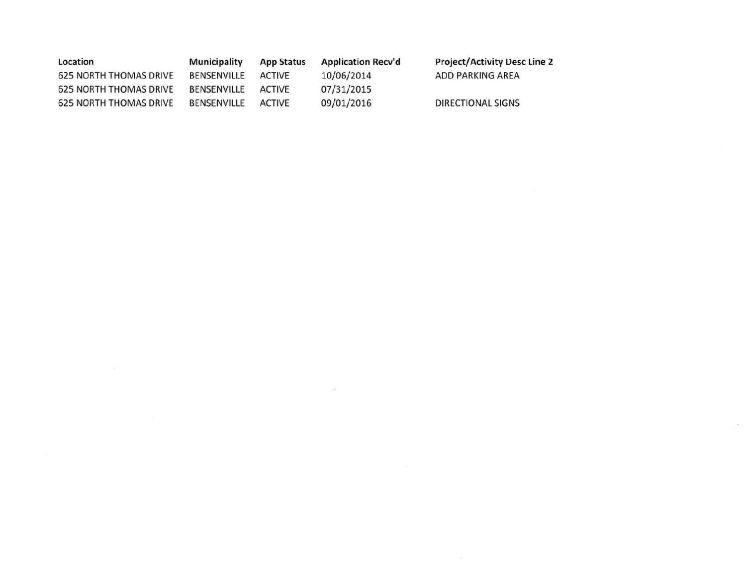| Location | Municipality | App Status | Application Recv'd | Project/Activity Desc Line 2 |
|---|---|---|---|---|
| 625 NORTH THOMAS DRIVE | BENSENVILLE | ACTIVE | 10/06/2014 | ADD PARKING AREA |
| 625 NORTH THOMAS DRIVE | BENSENVILLE | ACTIVE | 07/31/2015 | |
| 625 NORTH THOMAS DRIVE | BENSENVILLE | ACTIVE | 09/01/2016 | DIRECTIONAL SIGNS |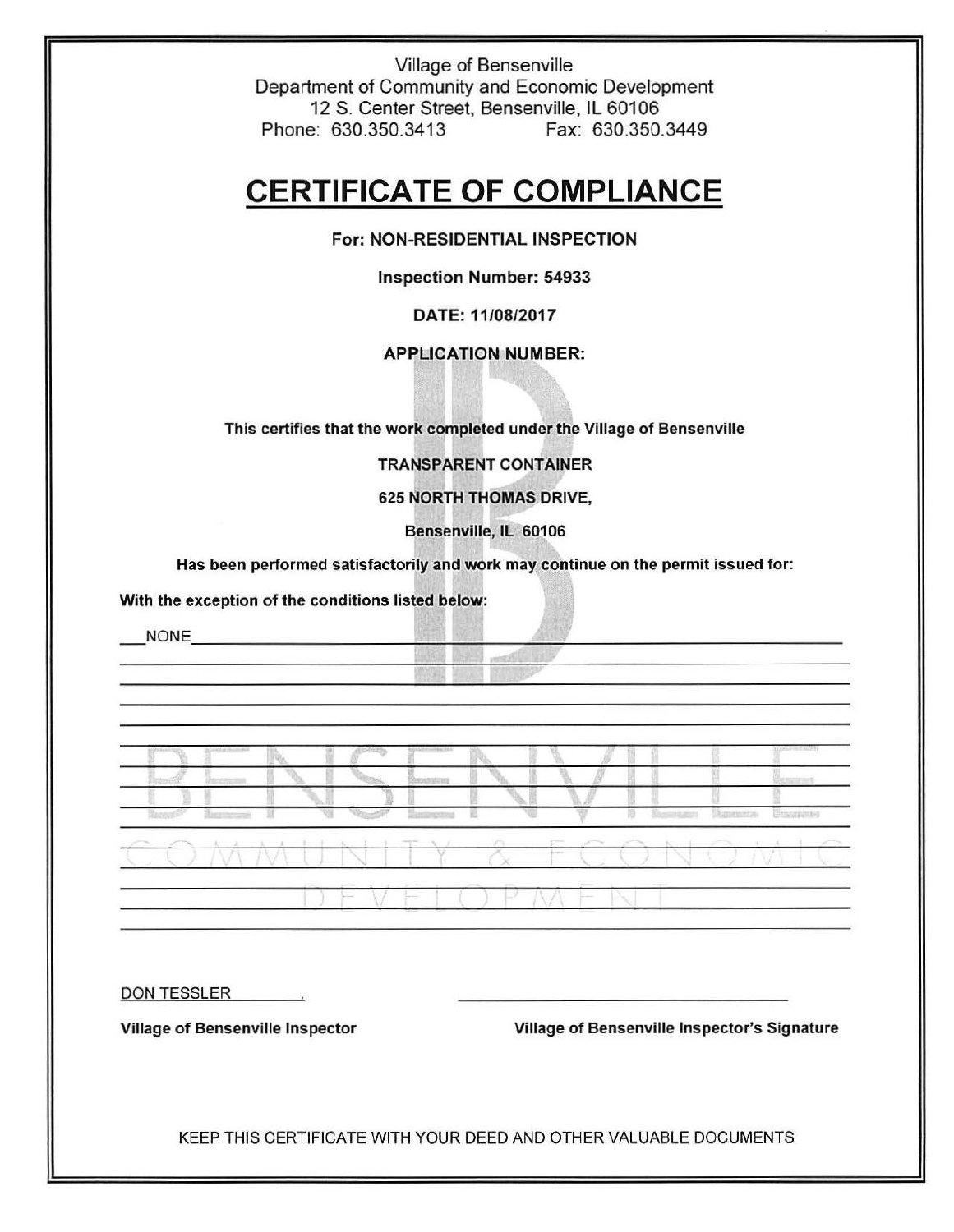Village of Bensenville
Department of Community and Economic Development
12 S. Center Street, Bensenville, IL 60106
Phone: 630.350.3413 Fax: 630.350.3449

# CERTIFICATE OF COMPLIANCE

**For: NON-RESIDENTIAL INSPECTION**

**Inspection Number: 54933**

**DATE: 11/08/2017**

**APPLICATION NUMBER:**

**This certifies that the work completed under the Village of Bensenville**

**TRANSPARENT CONTAINER**

**625 NORTH THOMAS DRIVE,**

**Bensenville, IL 60106**

**Has been performed satisfactorily and work may continue on the permit issued for:**

**With the exception of the conditions listed below:**

NONE

DON TESSLER

**Village of Bensenville Inspector**

**Village of Bensenville Inspector's Signature**

KEEP THIS CERTIFICATE WITH YOUR DEED AND OTHER VALUABLE DOCUMENTS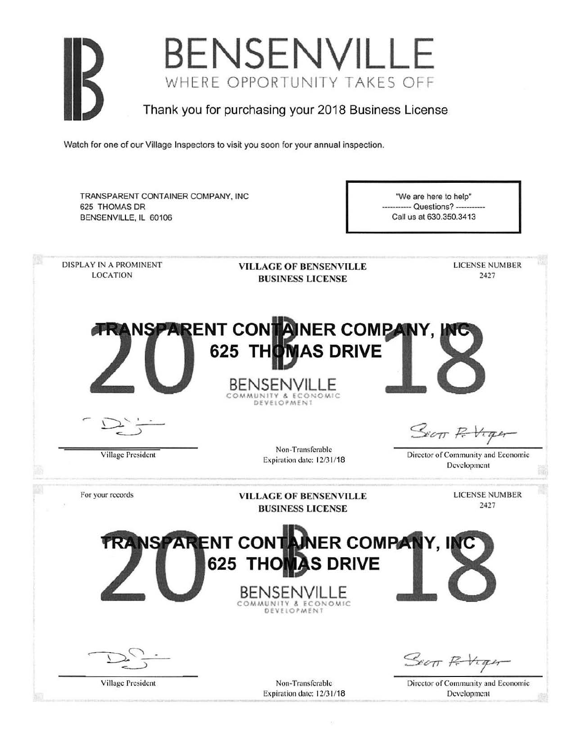# BENSENVILLE

WHERE OPPORTUNITY TAKES OFF

Thank you for purchasing your 2018 Business License

Watch for one of our Village Inspectors to visit you soon for your annual inspection.

TRANSPARENT CONTAINER COMPANY, INC
625 THOMAS DR
BENSENVILLE, IL 60106

"We are here to help"
----------- Questions? -----------
Call us at 630.350.3413

---

DISPLAY IN A PROMINENT LOCATION

**VILLAGE OF BENSENVILLE**
**BUSINESS LICENSE**

LICENSE NUMBER
2427

**TRANSPARENT CONTAINER COMPANY, INC**
**625 THOMAS DRIVE**

2018

BENSENVILLE
COMMUNITY & ECONOMIC DEVELOPMENT

Village President

Non-Transferable
Expiration date: 12/31/18

Scott R. Viger
Director of Community and Economic Development

---

For your records

**VILLAGE OF BENSENVILLE**
**BUSINESS LICENSE**

LICENSE NUMBER
2427

**TRANSPARENT CONTAINER COMPANY, INC**
**625 THOMAS DRIVE**

2018

BENSENVILLE
COMMUNITY & ECONOMIC DEVELOPMENT

Village President

Non-Transferable
Expiration date: 12/31/18

Scott R. Viger
Director of Community and Economic Development